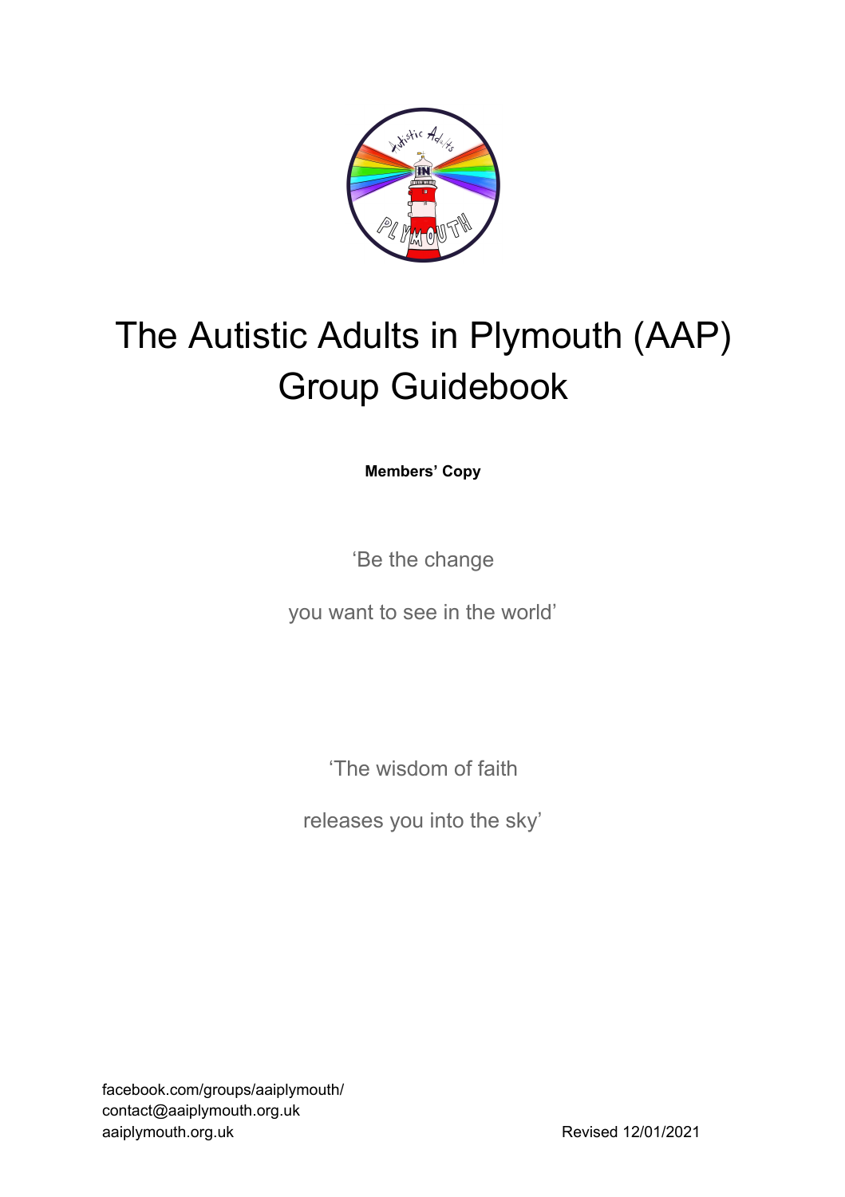# The Autistic Adults in Plymouth (AAP) Group Guidebook

**Members' Copy**

'Be the change

you want to see in the world'

'The wisdom of faith

releases you into the sky'

facebook.com/groups/aaiplymouth/
contact@aaiplymouth.org.uk
aaiplymouth.org.uk

Revised 12/01/2021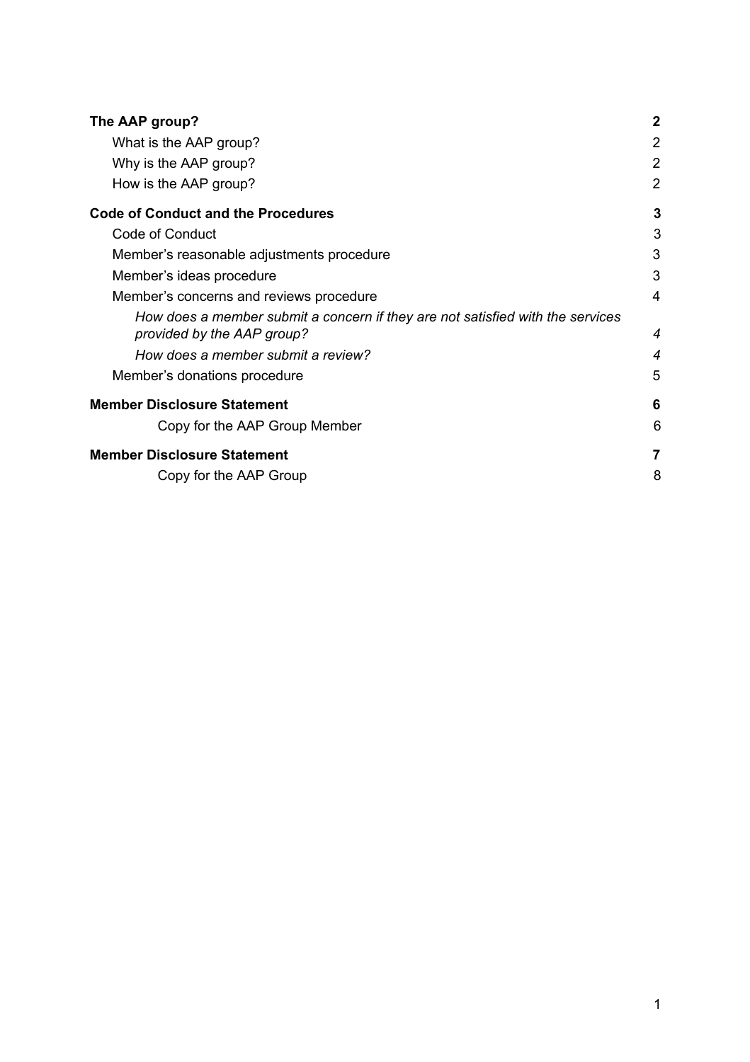**The AAP group?** **2**

- What is the AAP group? 2
- Why is the AAP group? 2
- How is the AAP group? 2

**Code of Conduct and the Procedures** **3**

- Code of Conduct 3
- Member's reasonable adjustments procedure 3
- Member's ideas procedure 3
- Member's concerns and reviews procedure 4
  - *How does a member submit a concern if they are not satisfied with the services provided by the AAP group?* *4*
  - *How does a member submit a review?* *4*
- Member's donations procedure 5

**Member Disclosure Statement** **6**

- Copy for the AAP Group Member 6

**Member Disclosure Statement** **7**

- Copy for the AAP Group 8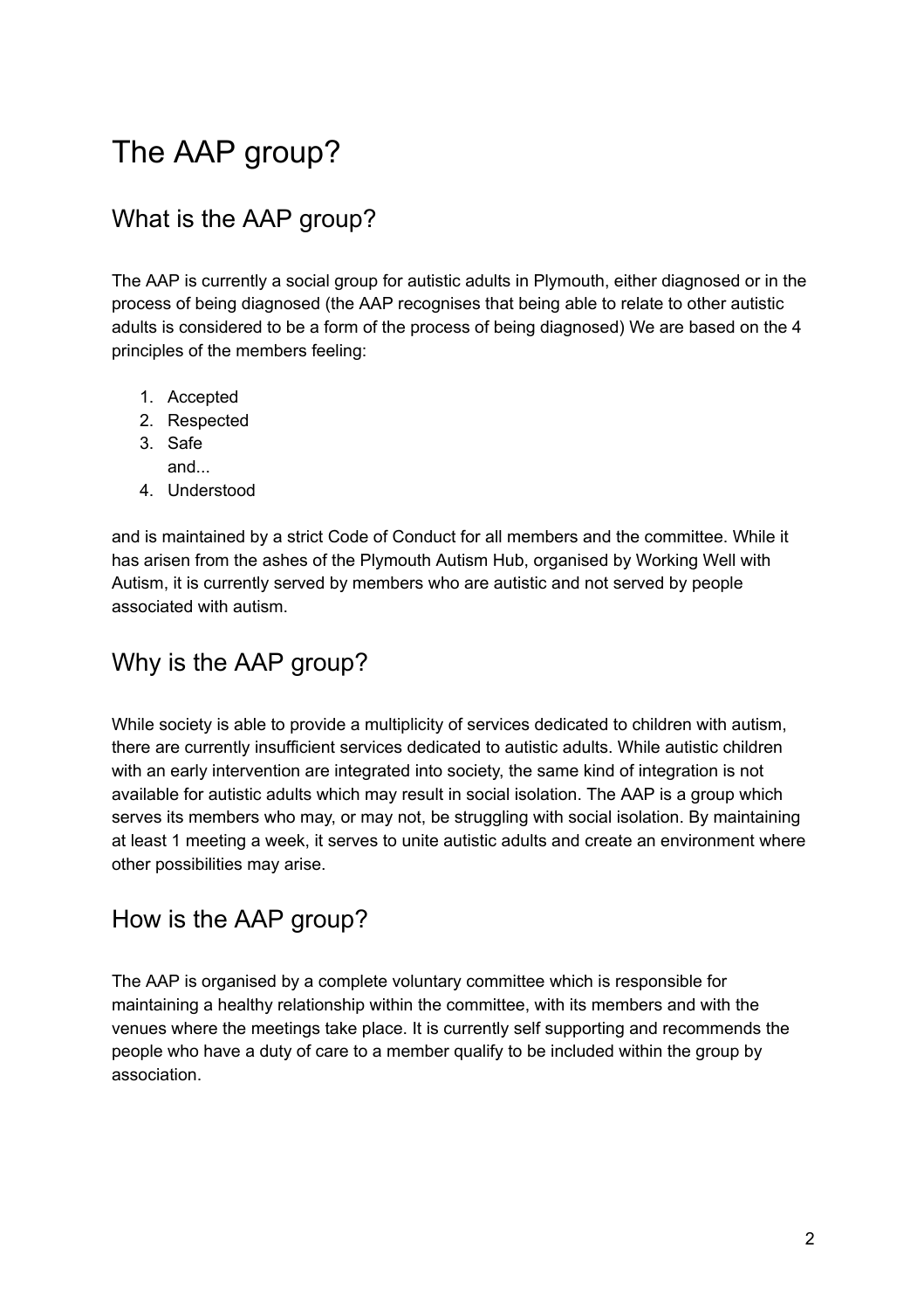# The AAP group?

## What is the AAP group?

The AAP is currently a social group for autistic adults in Plymouth, either diagnosed or in the process of being diagnosed (the AAP recognises that being able to relate to other autistic adults is considered to be a form of the process of being diagnosed) We are based on the 4 principles of the members feeling:

1. Accepted
2. Respected
3. Safe
   and...
4. Understood

and is maintained by a strict Code of Conduct for all members and the committee. While it has arisen from the ashes of the Plymouth Autism Hub, organised by Working Well with Autism, it is currently served by members who are autistic and not served by people associated with autism.

## Why is the AAP group?

While society is able to provide a multiplicity of services dedicated to children with autism, there are currently insufficient services dedicated to autistic adults. While autistic children with an early intervention are integrated into society, the same kind of integration is not available for autistic adults which may result in social isolation. The AAP is a group which serves its members who may, or may not, be struggling with social isolation. By maintaining at least 1 meeting a week, it serves to unite autistic adults and create an environment where other possibilities may arise.

## How is the AAP group?

The AAP is organised by a complete voluntary committee which is responsible for maintaining a healthy relationship within the committee, with its members and with the venues where the meetings take place. It is currently self supporting and recommends the people who have a duty of care to a member qualify to be included within the group by association.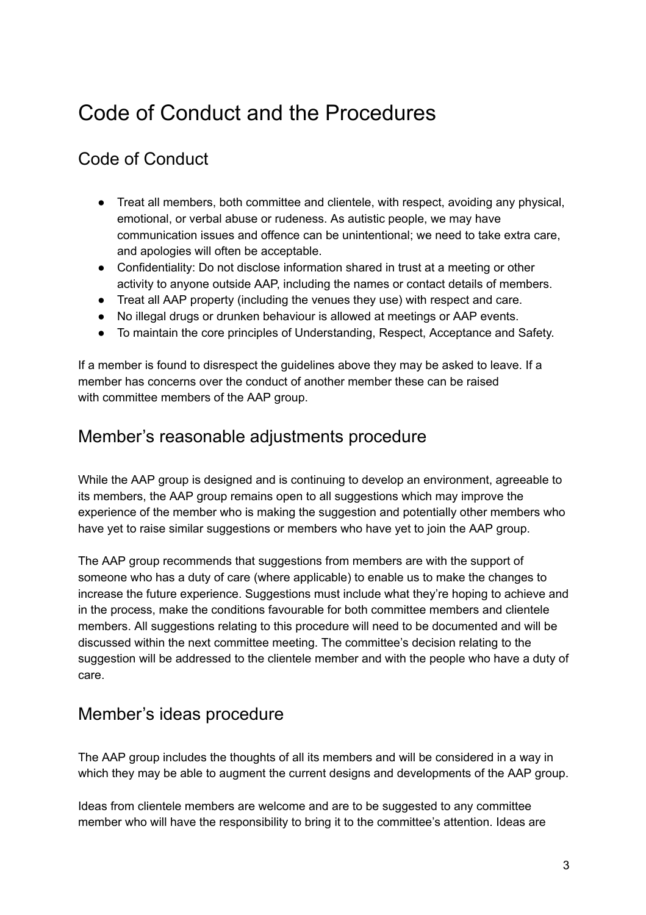# Code of Conduct and the Procedures

## Code of Conduct

- Treat all members, both committee and clientele, with respect, avoiding any physical, emotional, or verbal abuse or rudeness. As autistic people, we may have communication issues and offence can be unintentional; we need to take extra care, and apologies will often be acceptable.
- Confidentiality: Do not disclose information shared in trust at a meeting or other activity to anyone outside AAP, including the names or contact details of members.
- Treat all AAP property (including the venues they use) with respect and care.
- No illegal drugs or drunken behaviour is allowed at meetings or AAP events.
- To maintain the core principles of Understanding, Respect, Acceptance and Safety.

If a member is found to disrespect the guidelines above they may be asked to leave. If a member has concerns over the conduct of another member these can be raised with committee members of the AAP group.

## Member's reasonable adjustments procedure

While the AAP group is designed and is continuing to develop an environment, agreeable to its members, the AAP group remains open to all suggestions which may improve the experience of the member who is making the suggestion and potentially other members who have yet to raise similar suggestions or members who have yet to join the AAP group.

The AAP group recommends that suggestions from members are with the support of someone who has a duty of care (where applicable) to enable us to make the changes to increase the future experience. Suggestions must include what they're hoping to achieve and in the process, make the conditions favourable for both committee members and clientele members. All suggestions relating to this procedure will need to be documented and will be discussed within the next committee meeting. The committee's decision relating to the suggestion will be addressed to the clientele member and with the people who have a duty of care.

## Member's ideas procedure

The AAP group includes the thoughts of all its members and will be considered in a way in which they may be able to augment the current designs and developments of the AAP group.

Ideas from clientele members are welcome and are to be suggested to any committee member who will have the responsibility to bring it to the committee's attention. Ideas are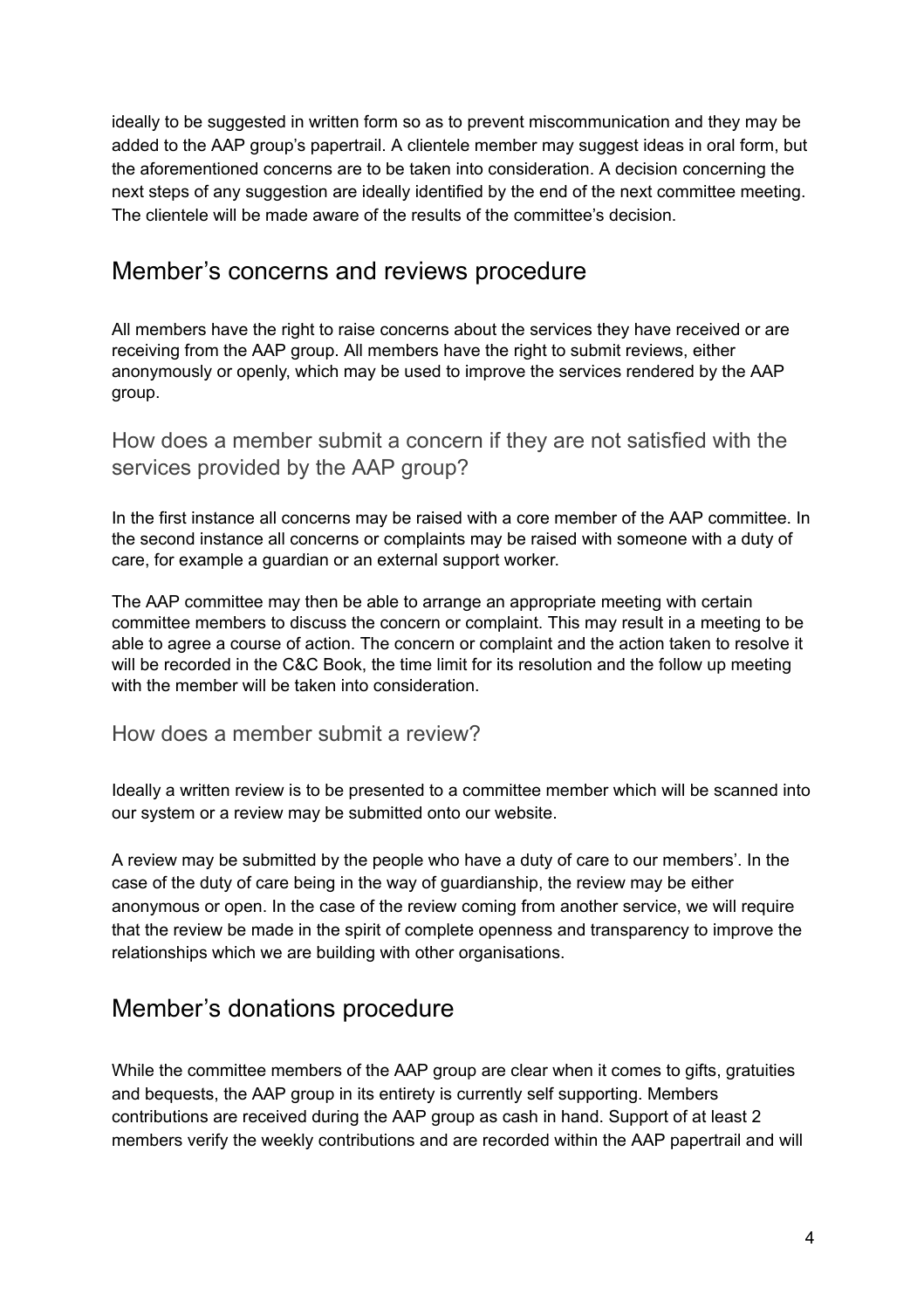ideally to be suggested in written form so as to prevent miscommunication and they may be added to the AAP group's papertrail. A clientele member may suggest ideas in oral form, but the aforementioned concerns are to be taken into consideration. A decision concerning the next steps of any suggestion are ideally identified by the end of the next committee meeting. The clientele will be made aware of the results of the committee's decision.

## Member's concerns and reviews procedure

All members have the right to raise concerns about the services they have received or are receiving from the AAP group. All members have the right to submit reviews, either anonymously or openly, which may be used to improve the services rendered by the AAP group.

### How does a member submit a concern if they are not satisfied with the services provided by the AAP group?

In the first instance all concerns may be raised with a core member of the AAP committee. In the second instance all concerns or complaints may be raised with someone with a duty of care, for example a guardian or an external support worker.

The AAP committee may then be able to arrange an appropriate meeting with certain committee members to discuss the concern or complaint. This may result in a meeting to be able to agree a course of action. The concern or complaint and the action taken to resolve it will be recorded in the C&C Book, the time limit for its resolution and the follow up meeting with the member will be taken into consideration.

### How does a member submit a review?

Ideally a written review is to be presented to a committee member which will be scanned into our system or a review may be submitted onto our website.

A review may be submitted by the people who have a duty of care to our members'. In the case of the duty of care being in the way of guardianship, the review may be either anonymous or open. In the case of the review coming from another service, we will require that the review be made in the spirit of complete openness and transparency to improve the relationships which we are building with other organisations.

## Member's donations procedure

While the committee members of the AAP group are clear when it comes to gifts, gratuities and bequests, the AAP group in its entirety is currently self supporting. Members contributions are received during the AAP group as cash in hand. Support of at least 2 members verify the weekly contributions and are recorded within the AAP papertrail and will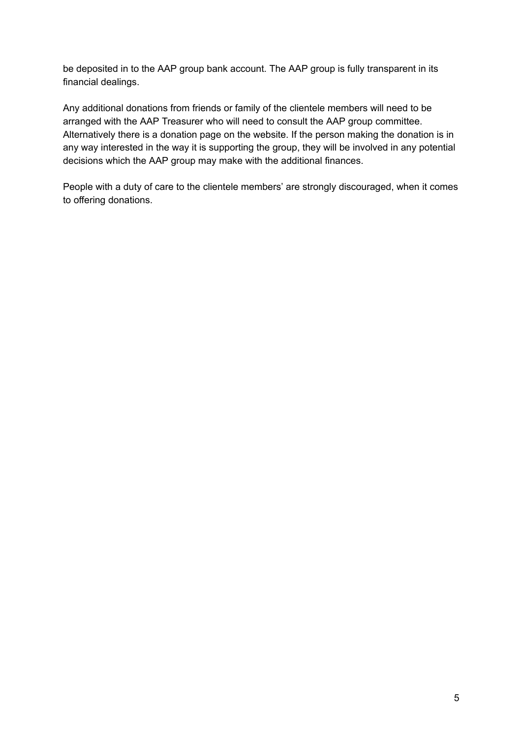be deposited in to the AAP group bank account. The AAP group is fully transparent in its financial dealings.

Any additional donations from friends or family of the clientele members will need to be arranged with the AAP Treasurer who will need to consult the AAP group committee. Alternatively there is a donation page on the website. If the person making the donation is in any way interested in the way it is supporting the group, they will be involved in any potential decisions which the AAP group may make with the additional finances.

People with a duty of care to the clientele members' are strongly discouraged, when it comes to offering donations.